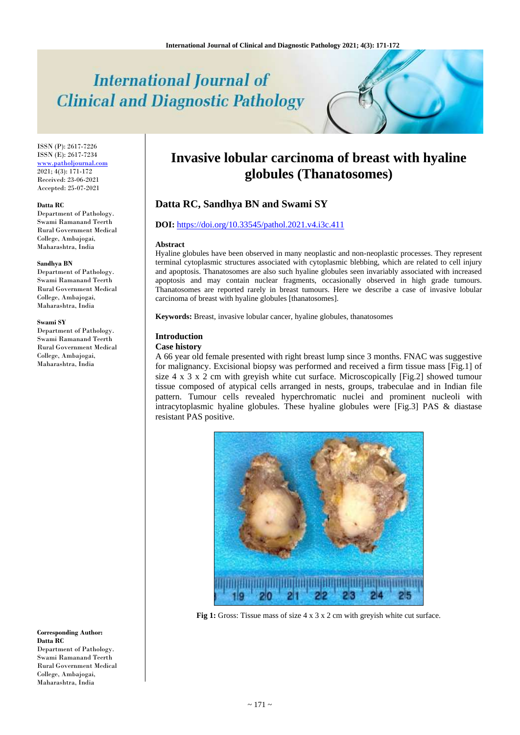# International Journal of Clinical and Diagnostic Pathology

ISSN (P): 2617-7226
ISSN (E): 2617-7234
www.patholjournal.com
2021; 4(3): 171-172
Received: 23-06-2021
Accepted: 25-07-2021

**Datta RC**
Department of Pathology. Swami Ramanand Teerth Rural Government Medical College, Ambajogai, Maharashtra, India

**Sandhya BN**
Department of Pathology. Swami Ramanand Teerth Rural Government Medical College, Ambajogai, Maharashtra, India

**Swami SY**
Department of Pathology. Swami Ramanand Teerth Rural Government Medical College, Ambajogai, Maharashtra, India

**Corresponding Author:**
**Datta RC**
Department of Pathology. Swami Ramanand Teerth Rural Government Medical College, Ambajogai, Maharashtra, India

# Invasive lobular carcinoma of breast with hyaline globules (Thanatosomes)

## Datta RC, Sandhya BN and Swami SY

**DOI:** https://doi.org/10.33545/pathol.2021.v4.i3c.411

### Abstract

Hyaline globules have been observed in many neoplastic and non-neoplastic processes. They represent terminal cytoplasmic structures associated with cytoplasmic blebbing, which are related to cell injury and apoptosis. Thanatosomes are also such hyaline globules seen invariably associated with increased apoptosis and may contain nuclear fragments, occasionally observed in high grade tumours. Thanatosomes are reported rarely in breast tumours. Here we describe a case of invasive lobular carcinoma of breast with hyaline globules [thanatosomes].

**Keywords:** Breast, invasive lobular cancer, hyaline globules, thanatosomes

### Introduction

### Case history

A 66 year old female presented with right breast lump since 3 months. FNAC was suggestive for malignancy. Excisional biopsy was performed and received a firm tissue mass [Fig.1] of size 4 x 3 x 2 cm with greyish white cut surface. Microscopically [Fig.2] showed tumour tissue composed of atypical cells arranged in nests, groups, trabeculae and in Indian file pattern. Tumour cells revealed hyperchromatic nuclei and prominent nucleoli with intracytoplasmic hyaline globules. These hyaline globules were [Fig.3] PAS & diastase resistant PAS positive.

**Fig 1:** Gross: Tissue mass of size 4 x 3 x 2 cm with greyish white cut surface.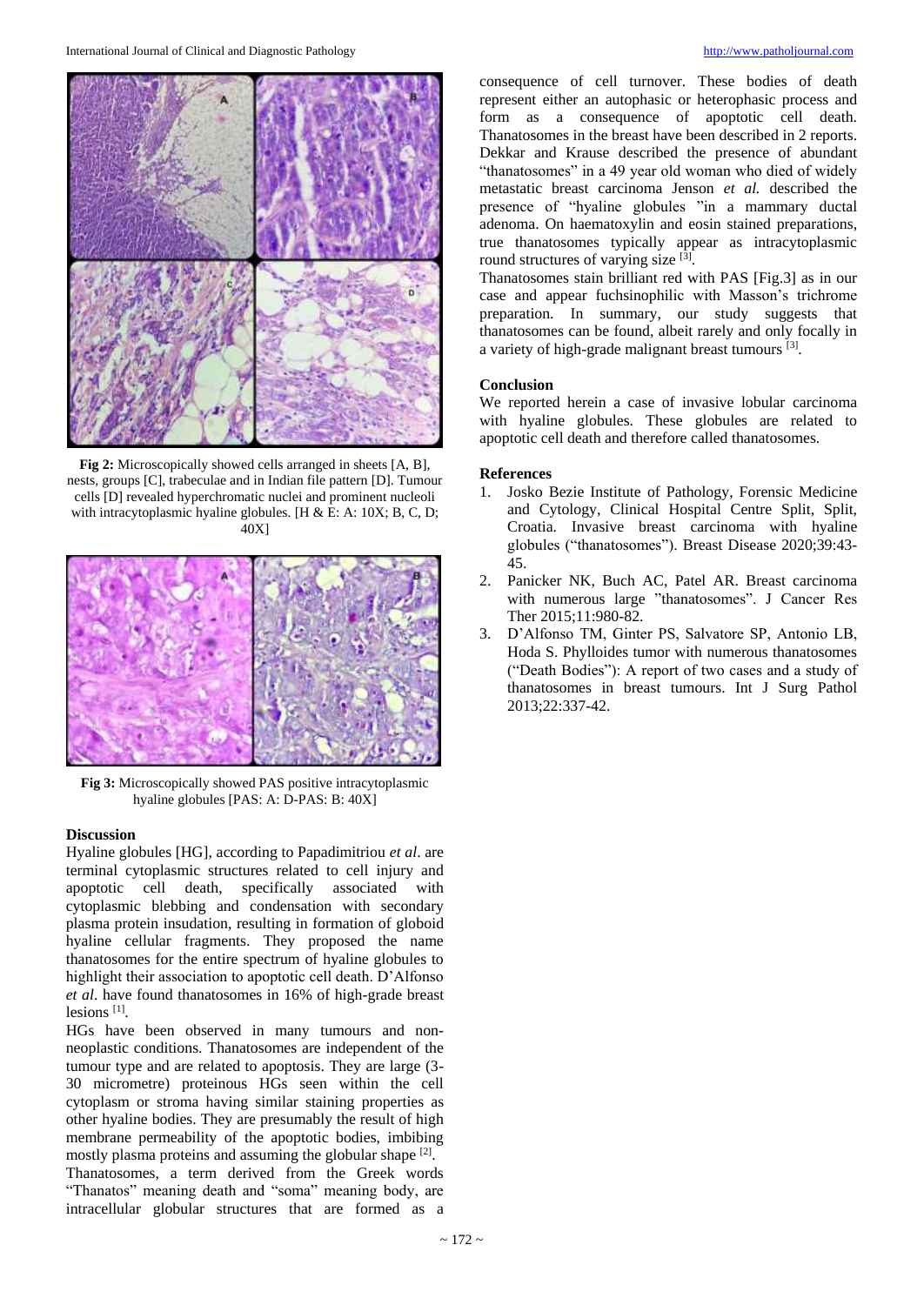Fig 2: Microscopically showed cells arranged in sheets [A, B], nests, groups [C], trabeculae and in Indian file pattern [D]. Tumour cells [D] revealed hyperchromatic nuclei and prominent nucleoli with intracytoplasmic hyaline globules. [H & E: A: 10X; B, C, D; 40X]

Fig 3: Microscopically showed PAS positive intracytoplasmic hyaline globules [PAS: A: D-PAS: B: 40X]

## Discussion

Hyaline globules [HG], according to Papadimitriou *et al*. are terminal cytoplasmic structures related to cell injury and apoptotic cell death, specifically associated with cytoplasmic blebbing and condensation with secondary plasma protein insudation, resulting in formation of globoid hyaline cellular fragments. They proposed the name thanatosomes for the entire spectrum of hyaline globules to highlight their association to apoptotic cell death. D'Alfonso *et al*. have found thanatosomes in 16% of high-grade breast lesions [1].

HGs have been observed in many tumours and non-neoplastic conditions. Thanatosomes are independent of the tumour type and are related to apoptosis. They are large (3-30 micrometre) proteinous HGs seen within the cell cytoplasm or stroma having similar staining properties as other hyaline bodies. They are presumably the result of high membrane permeability of the apoptotic bodies, imbibing mostly plasma proteins and assuming the globular shape [2].

Thanatosomes, a term derived from the Greek words "Thanatos" meaning death and "soma" meaning body, are intracellular globular structures that are formed as a consequence of cell turnover. These bodies of death represent either an autophasic or heterophasic process and form as a consequence of apoptotic cell death. Thanatosomes in the breast have been described in 2 reports. Dekkar and Krause described the presence of abundant "thanatosomes" in a 49 year old woman who died of widely metastatic breast carcinoma Jenson *et al.* described the presence of "hyaline globules "in a mammary ductal adenoma. On haematoxylin and eosin stained preparations, true thanatosomes typically appear as intracytoplasmic round structures of varying size [3].

Thanatosomes stain brilliant red with PAS [Fig.3] as in our case and appear fuchsinophilic with Masson's trichrome preparation. In summary, our study suggests that thanatosomes can be found, albeit rarely and only focally in a variety of high-grade malignant breast tumours [3].

## Conclusion

We reported herein a case of invasive lobular carcinoma with hyaline globules. These globules are related to apoptotic cell death and therefore called thanatosomes.

## References

1. Josko Bezie Institute of Pathology, Forensic Medicine and Cytology, Clinical Hospital Centre Split, Split, Croatia. Invasive breast carcinoma with hyaline globules ("thanatosomes"). Breast Disease 2020;39:43-45.
2. Panicker NK, Buch AC, Patel AR. Breast carcinoma with numerous large "thanatosomes". J Cancer Res Ther 2015;11:980-82.
3. D'Alfonso TM, Ginter PS, Salvatore SP, Antonio LB, Hoda S. Phylloides tumor with numerous thanatosomes ("Death Bodies"): A report of two cases and a study of thanatosomes in breast tumours. Int J Surg Pathol 2013;22:337-42.